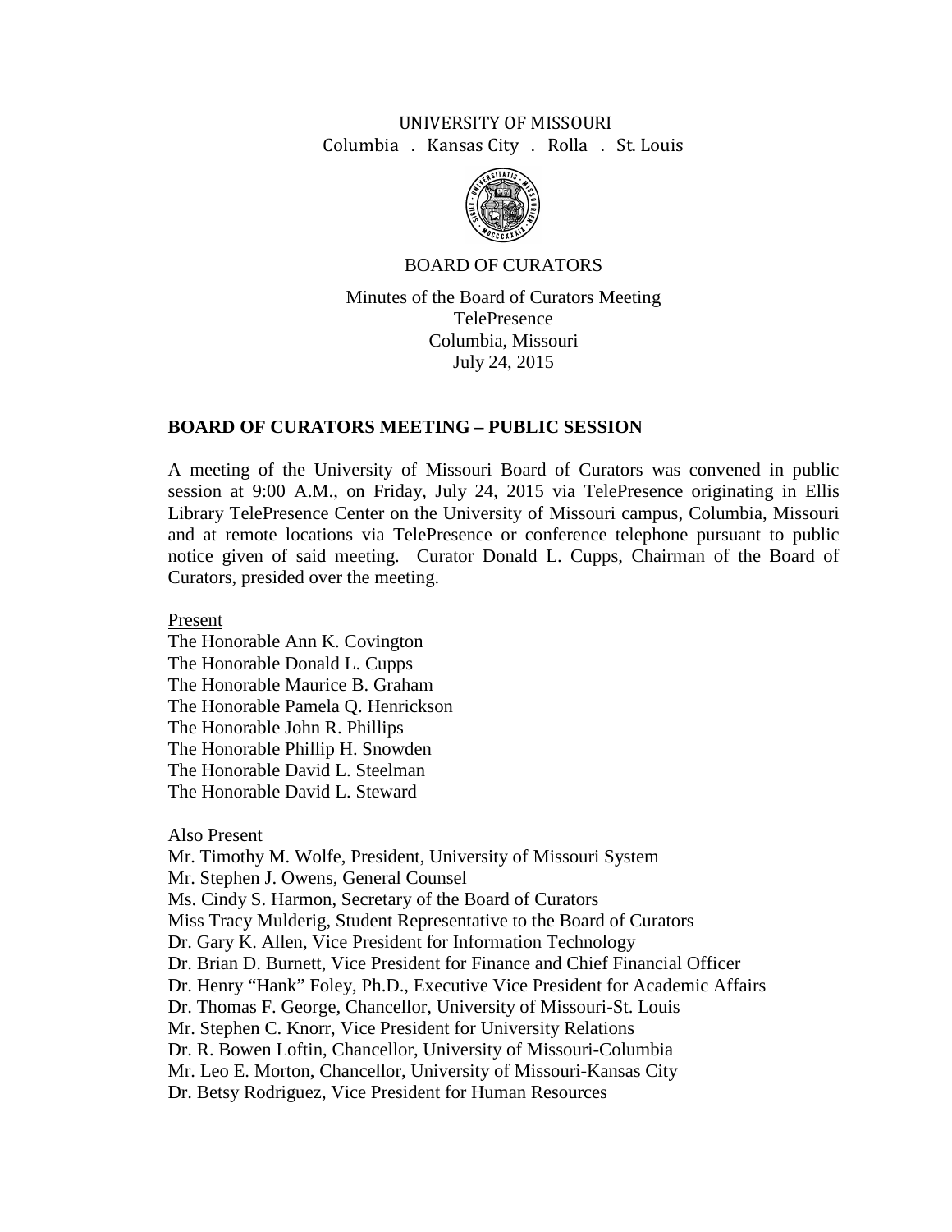UNIVERSITY OF MISSOURI

Columbia . Kansas City . Rolla . St. Louis

BOARD OF CURATORS

Minutes of the Board of Curators Meeting
TelePresence
Columbia, Missouri
July 24, 2015

## BOARD OF CURATORS MEETING – PUBLIC SESSION

A meeting of the University of Missouri Board of Curators was convened in public session at 9:00 A.M., on Friday, July 24, 2015 via TelePresence originating in Ellis Library TelePresence Center on the University of Missouri campus, Columbia, Missouri and at remote locations via TelePresence or conference telephone pursuant to public notice given of said meeting. Curator Donald L. Cupps, Chairman of the Board of Curators, presided over the meeting.

Present

The Honorable Ann K. Covington
The Honorable Donald L. Cupps
The Honorable Maurice B. Graham
The Honorable Pamela Q. Henrickson
The Honorable John R. Phillips
The Honorable Phillip H. Snowden
The Honorable David L. Steelman
The Honorable David L. Steward

Also Present

Mr. Timothy M. Wolfe, President, University of Missouri System
Mr. Stephen J. Owens, General Counsel
Ms. Cindy S. Harmon, Secretary of the Board of Curators
Miss Tracy Mulderig, Student Representative to the Board of Curators
Dr. Gary K. Allen, Vice President for Information Technology
Dr. Brian D. Burnett, Vice President for Finance and Chief Financial Officer
Dr. Henry "Hank" Foley, Ph.D., Executive Vice President for Academic Affairs
Dr. Thomas F. George, Chancellor, University of Missouri-St. Louis
Mr. Stephen C. Knorr, Vice President for University Relations
Dr. R. Bowen Loftin, Chancellor, University of Missouri-Columbia
Mr. Leo E. Morton, Chancellor, University of Missouri-Kansas City
Dr. Betsy Rodriguez, Vice President for Human Resources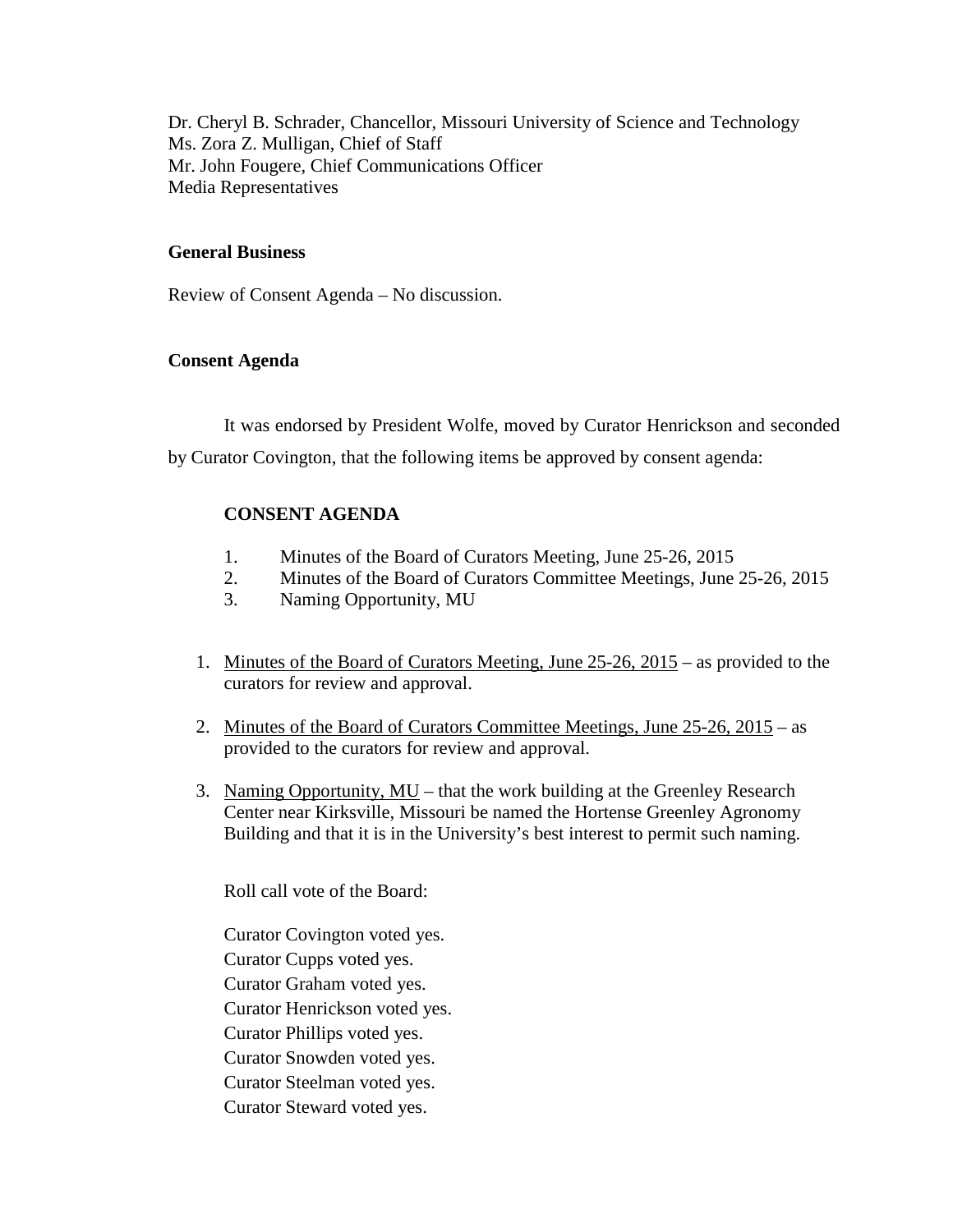Dr. Cheryl B. Schrader, Chancellor, Missouri University of Science and Technology
Ms. Zora Z. Mulligan, Chief of Staff
Mr. John Fougere, Chief Communications Officer
Media Representatives

**General Business**

Review of Consent Agenda – No discussion.

**Consent Agenda**

It was endorsed by President Wolfe, moved by Curator Henrickson and seconded by Curator Covington, that the following items be approved by consent agenda:

**CONSENT AGENDA**

1. Minutes of the Board of Curators Meeting, June 25-26, 2015
2. Minutes of the Board of Curators Committee Meetings, June 25-26, 2015
3. Naming Opportunity, MU

1. <u>Minutes of the Board of Curators Meeting, June 25-26, 2015</u> – as provided to the curators for review and approval.

2. <u>Minutes of the Board of Curators Committee Meetings, June 25-26, 2015</u> – as provided to the curators for review and approval.

3. <u>Naming Opportunity, MU</u> – that the work building at the Greenley Research Center near Kirksville, Missouri be named the Hortense Greenley Agronomy Building and that it is in the University's best interest to permit such naming.

Roll call vote of the Board:

Curator Covington voted yes.
Curator Cupps voted yes.
Curator Graham voted yes.
Curator Henrickson voted yes.
Curator Phillips voted yes.
Curator Snowden voted yes.
Curator Steelman voted yes.
Curator Steward voted yes.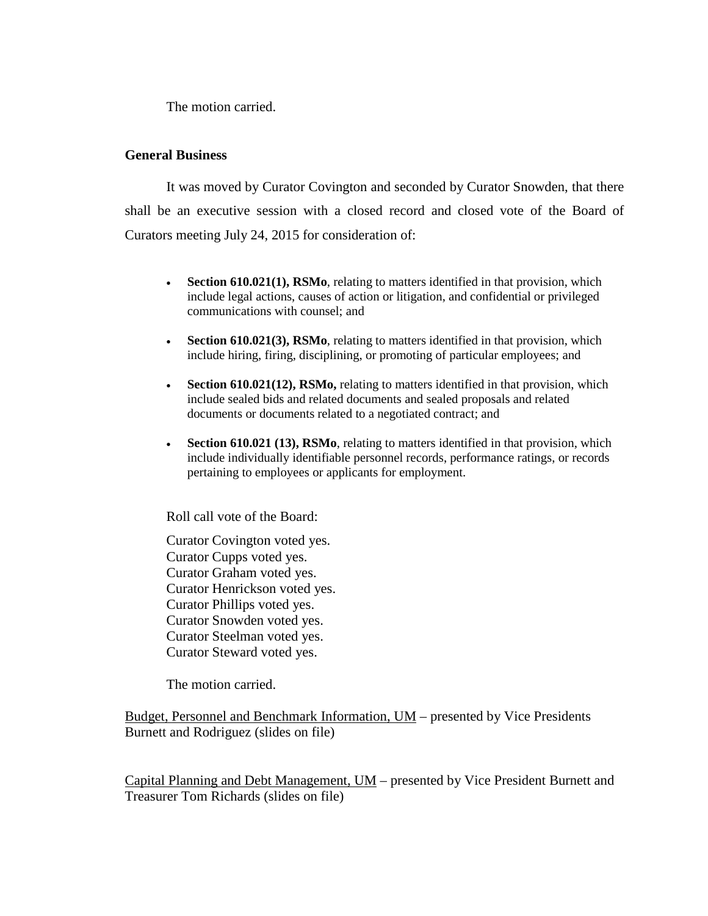The motion carried.

## General Business

It was moved by Curator Covington and seconded by Curator Snowden, that there shall be an executive session with a closed record and closed vote of the Board of Curators meeting July 24, 2015 for consideration of:

- **Section 610.021(1), RSMo**, relating to matters identified in that provision, which include legal actions, causes of action or litigation, and confidential or privileged communications with counsel; and
- **Section 610.021(3), RSMo**, relating to matters identified in that provision, which include hiring, firing, disciplining, or promoting of particular employees; and
- **Section 610.021(12), RSMo,** relating to matters identified in that provision, which include sealed bids and related documents and sealed proposals and related documents or documents related to a negotiated contract; and
- **Section 610.021 (13), RSMo**, relating to matters identified in that provision, which include individually identifiable personnel records, performance ratings, or records pertaining to employees or applicants for employment.

Roll call vote of the Board:

Curator Covington voted yes.
Curator Cupps voted yes.
Curator Graham voted yes.
Curator Henrickson voted yes.
Curator Phillips voted yes.
Curator Snowden voted yes.
Curator Steelman voted yes.
Curator Steward voted yes.

The motion carried.

Budget, Personnel and Benchmark Information, UM – presented by Vice Presidents Burnett and Rodriguez (slides on file)

Capital Planning and Debt Management, UM – presented by Vice President Burnett and Treasurer Tom Richards (slides on file)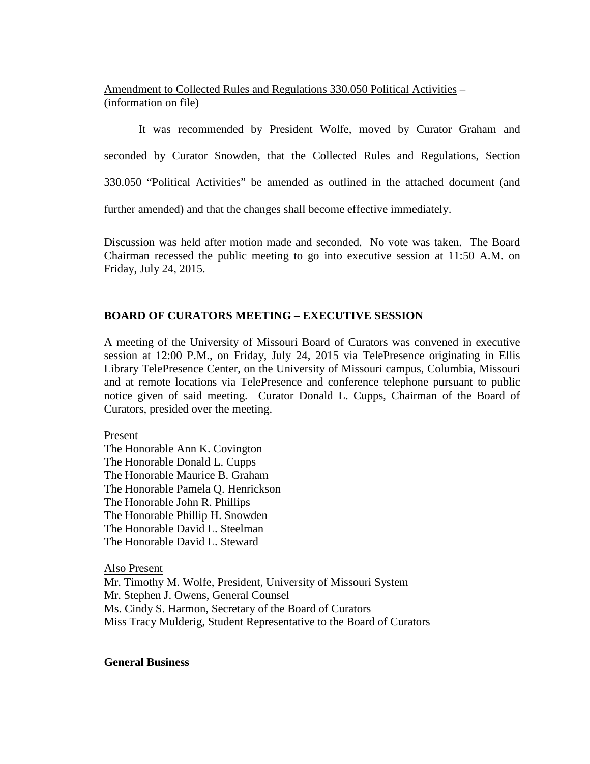Amendment to Collected Rules and Regulations 330.050 Political Activities – (information on file)

It was recommended by President Wolfe, moved by Curator Graham and seconded by Curator Snowden, that the Collected Rules and Regulations, Section 330.050 "Political Activities" be amended as outlined in the attached document (and further amended) and that the changes shall become effective immediately.

Discussion was held after motion made and seconded. No vote was taken. The Board Chairman recessed the public meeting to go into executive session at 11:50 A.M. on Friday, July 24, 2015.

## BOARD OF CURATORS MEETING – EXECUTIVE SESSION

A meeting of the University of Missouri Board of Curators was convened in executive session at 12:00 P.M., on Friday, July 24, 2015 via TelePresence originating in Ellis Library TelePresence Center, on the University of Missouri campus, Columbia, Missouri and at remote locations via TelePresence and conference telephone pursuant to public notice given of said meeting. Curator Donald L. Cupps, Chairman of the Board of Curators, presided over the meeting.

Present
The Honorable Ann K. Covington
The Honorable Donald L. Cupps
The Honorable Maurice B. Graham
The Honorable Pamela Q. Henrickson
The Honorable John R. Phillips
The Honorable Phillip H. Snowden
The Honorable David L. Steelman
The Honorable David L. Steward

Also Present
Mr. Timothy M. Wolfe, President, University of Missouri System
Mr. Stephen J. Owens, General Counsel
Ms. Cindy S. Harmon, Secretary of the Board of Curators
Miss Tracy Mulderig, Student Representative to the Board of Curators

**General Business**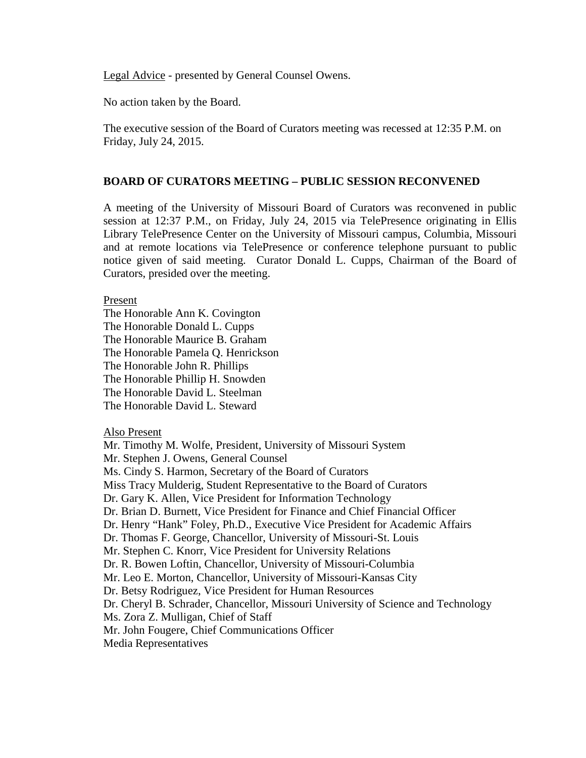<u>Legal Advice</u> - presented by General Counsel Owens.

No action taken by the Board.

The executive session of the Board of Curators meeting was recessed at 12:35 P.M. on Friday, July 24, 2015.

**BOARD OF CURATORS MEETING – PUBLIC SESSION RECONVENED**

A meeting of the University of Missouri Board of Curators was reconvened in public session at 12:37 P.M., on Friday, July 24, 2015 via TelePresence originating in Ellis Library TelePresence Center on the University of Missouri campus, Columbia, Missouri and at remote locations via TelePresence or conference telephone pursuant to public notice given of said meeting. Curator Donald L. Cupps, Chairman of the Board of Curators, presided over the meeting.

<u>Present</u>
The Honorable Ann K. Covington
The Honorable Donald L. Cupps
The Honorable Maurice B. Graham
The Honorable Pamela Q. Henrickson
The Honorable John R. Phillips
The Honorable Phillip H. Snowden
The Honorable David L. Steelman
The Honorable David L. Steward

<u>Also Present</u>
Mr. Timothy M. Wolfe, President, University of Missouri System
Mr. Stephen J. Owens, General Counsel
Ms. Cindy S. Harmon, Secretary of the Board of Curators
Miss Tracy Mulderig, Student Representative to the Board of Curators
Dr. Gary K. Allen, Vice President for Information Technology
Dr. Brian D. Burnett, Vice President for Finance and Chief Financial Officer
Dr. Henry "Hank" Foley, Ph.D., Executive Vice President for Academic Affairs
Dr. Thomas F. George, Chancellor, University of Missouri-St. Louis
Mr. Stephen C. Knorr, Vice President for University Relations
Dr. R. Bowen Loftin, Chancellor, University of Missouri-Columbia
Mr. Leo E. Morton, Chancellor, University of Missouri-Kansas City
Dr. Betsy Rodriguez, Vice President for Human Resources
Dr. Cheryl B. Schrader, Chancellor, Missouri University of Science and Technology
Ms. Zora Z. Mulligan, Chief of Staff
Mr. John Fougere, Chief Communications Officer
Media Representatives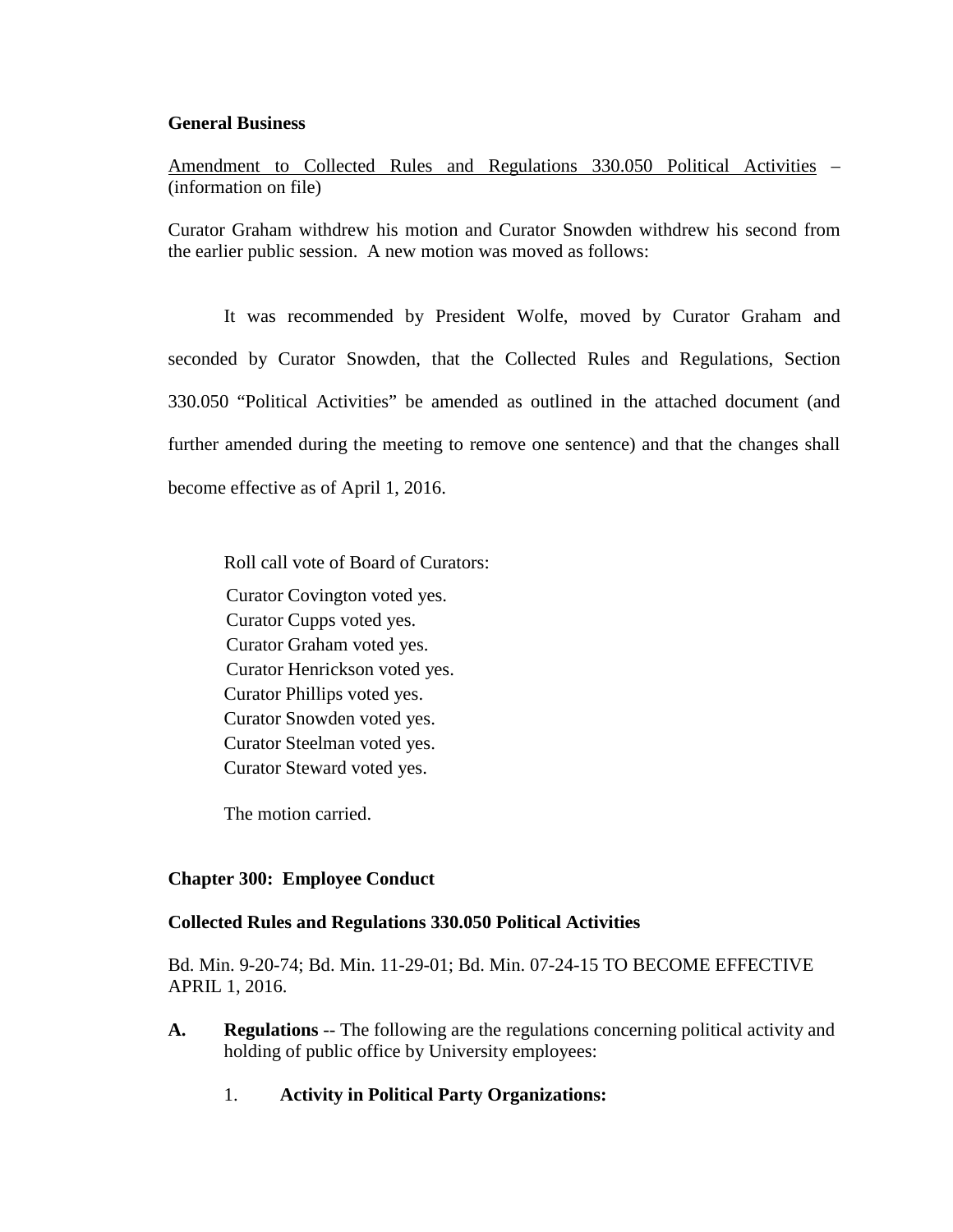**General Business**

<u>Amendment to Collected Rules and Regulations 330.050 Political Activities</u> – (information on file)

Curator Graham withdrew his motion and Curator Snowden withdrew his second from the earlier public session. A new motion was moved as follows:

It was recommended by President Wolfe, moved by Curator Graham and seconded by Curator Snowden, that the Collected Rules and Regulations, Section 330.050 "Political Activities" be amended as outlined in the attached document (and further amended during the meeting to remove one sentence) and that the changes shall become effective as of April 1, 2016.

Roll call vote of Board of Curators:

Curator Covington voted yes.
Curator Cupps voted yes.
Curator Graham voted yes.
Curator Henrickson voted yes.
Curator Phillips voted yes.
Curator Snowden voted yes.
Curator Steelman voted yes.
Curator Steward voted yes.

The motion carried.

**Chapter 300: Employee Conduct**

**Collected Rules and Regulations 330.050 Political Activities**

Bd. Min. 9-20-74; Bd. Min. 11-29-01; Bd. Min. 07-24-15 TO BECOME EFFECTIVE APRIL 1, 2016.

**A. Regulations** -- The following are the regulations concerning political activity and holding of public office by University employees:

1. **Activity in Political Party Organizations:**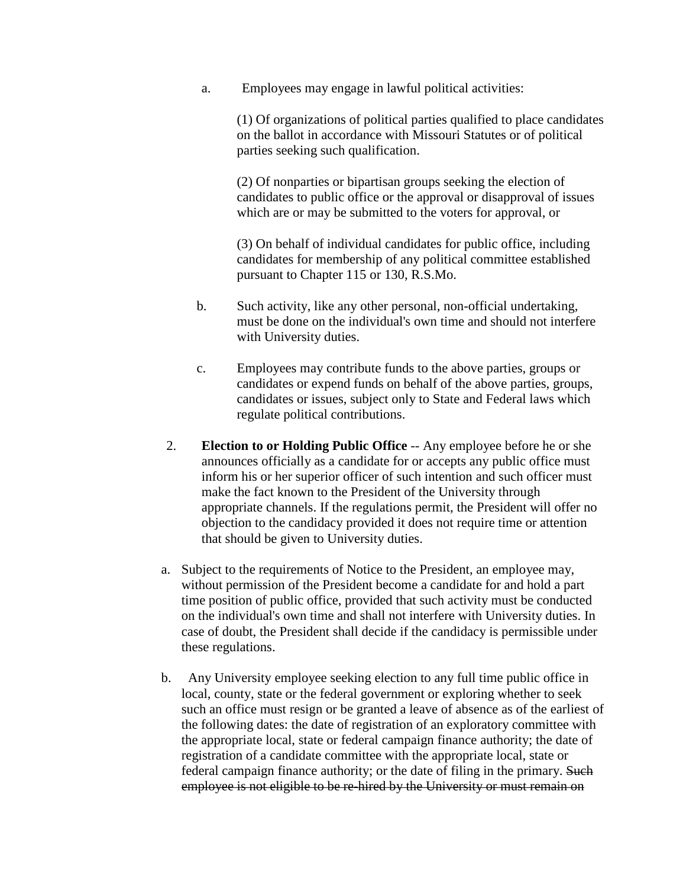a. Employees may engage in lawful political activities:

   (1) Of organizations of political parties qualified to place candidates on the ballot in accordance with Missouri Statutes or of political parties seeking such qualification.

   (2) Of nonparties or bipartisan groups seeking the election of candidates to public office or the approval or disapproval of issues which are or may be submitted to the voters for approval, or

   (3) On behalf of individual candidates for public office, including candidates for membership of any political committee established pursuant to Chapter 115 or 130, R.S.Mo.

b. Such activity, like any other personal, non-official undertaking, must be done on the individual's own time and should not interfere with University duties.

c. Employees may contribute funds to the above parties, groups or candidates or expend funds on behalf of the above parties, groups, candidates or issues, subject only to State and Federal laws which regulate political contributions.

2. **Election to or Holding Public Office** -- Any employee before he or she announces officially as a candidate for or accepts any public office must inform his or her superior officer of such intention and such officer must make the fact known to the President of the University through appropriate channels. If the regulations permit, the President will offer no objection to the candidacy provided it does not require time or attention that should be given to University duties.

a. Subject to the requirements of Notice to the President, an employee may, without permission of the President become a candidate for and hold a part time position of public office, provided that such activity must be conducted on the individual's own time and shall not interfere with University duties. In case of doubt, the President shall decide if the candidacy is permissible under these regulations.

b. Any University employee seeking election to any full time public office in local, county, state or the federal government or exploring whether to seek such an office must resign or be granted a leave of absence as of the earliest of the following dates: the date of registration of an exploratory committee with the appropriate local, state or federal campaign finance authority; the date of registration of a candidate committee with the appropriate local, state or federal campaign finance authority; or the date of filing in the primary. ~~Such employee is not eligible to be re-hired by the University or must remain on~~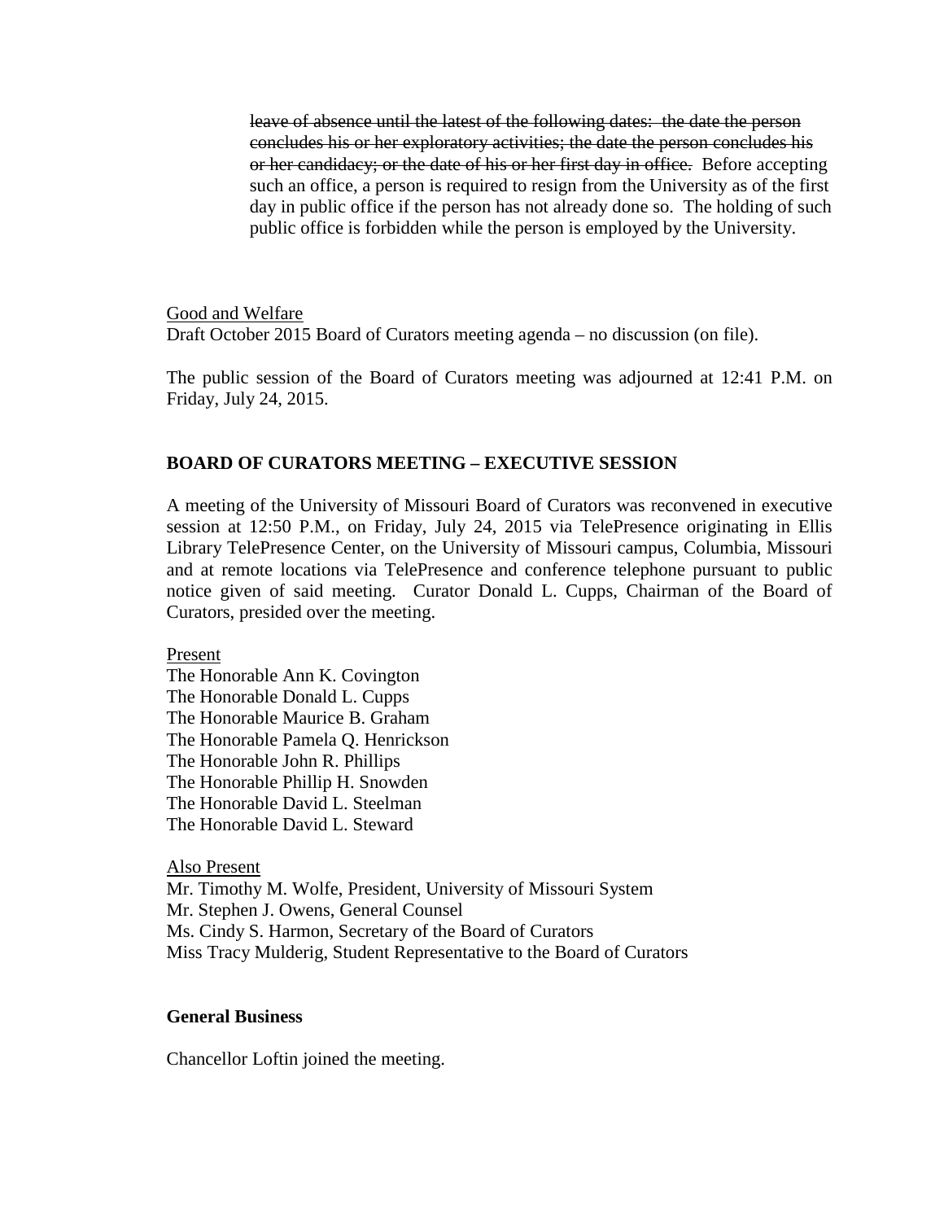~~leave of absence until the latest of the following dates: the date the person concludes his or her exploratory activities; the date the person concludes his or her candidacy; or the date of his or her first day in office.~~ Before accepting such an office, a person is required to resign from the University as of the first day in public office if the person has not already done so. The holding of such public office is forbidden while the person is employed by the University.

Good and Welfare

Draft October 2015 Board of Curators meeting agenda – no discussion (on file).

The public session of the Board of Curators meeting was adjourned at 12:41 P.M. on Friday, July 24, 2015.

**BOARD OF CURATORS MEETING – EXECUTIVE SESSION**

A meeting of the University of Missouri Board of Curators was reconvened in executive session at 12:50 P.M., on Friday, July 24, 2015 via TelePresence originating in Ellis Library TelePresence Center, on the University of Missouri campus, Columbia, Missouri and at remote locations via TelePresence and conference telephone pursuant to public notice given of said meeting. Curator Donald L. Cupps, Chairman of the Board of Curators, presided over the meeting.

Present

The Honorable Ann K. Covington
The Honorable Donald L. Cupps
The Honorable Maurice B. Graham
The Honorable Pamela Q. Henrickson
The Honorable John R. Phillips
The Honorable Phillip H. Snowden
The Honorable David L. Steelman
The Honorable David L. Steward

Also Present

Mr. Timothy M. Wolfe, President, University of Missouri System
Mr. Stephen J. Owens, General Counsel
Ms. Cindy S. Harmon, Secretary of the Board of Curators
Miss Tracy Mulderig, Student Representative to the Board of Curators

**General Business**

Chancellor Loftin joined the meeting.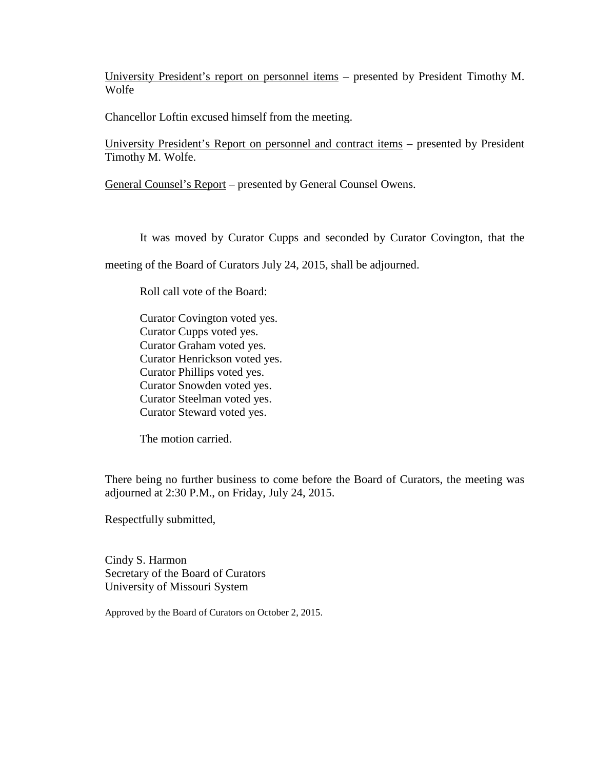<u>University President's report on personnel items</u> – presented by President Timothy M. Wolfe

Chancellor Loftin excused himself from the meeting.

<u>University President's Report on personnel and contract items</u> – presented by President Timothy M. Wolfe.

<u>General Counsel's Report</u> – presented by General Counsel Owens.

It was moved by Curator Cupps and seconded by Curator Covington, that the meeting of the Board of Curators July 24, 2015, shall be adjourned.

Roll call vote of the Board:

Curator Covington voted yes.
Curator Cupps voted yes.
Curator Graham voted yes.
Curator Henrickson voted yes.
Curator Phillips voted yes.
Curator Snowden voted yes.
Curator Steelman voted yes.
Curator Steward voted yes.

The motion carried.

There being no further business to come before the Board of Curators, the meeting was adjourned at 2:30 P.M., on Friday, July 24, 2015.

Respectfully submitted,

Cindy S. Harmon
Secretary of the Board of Curators
University of Missouri System

Approved by the Board of Curators on October 2, 2015.